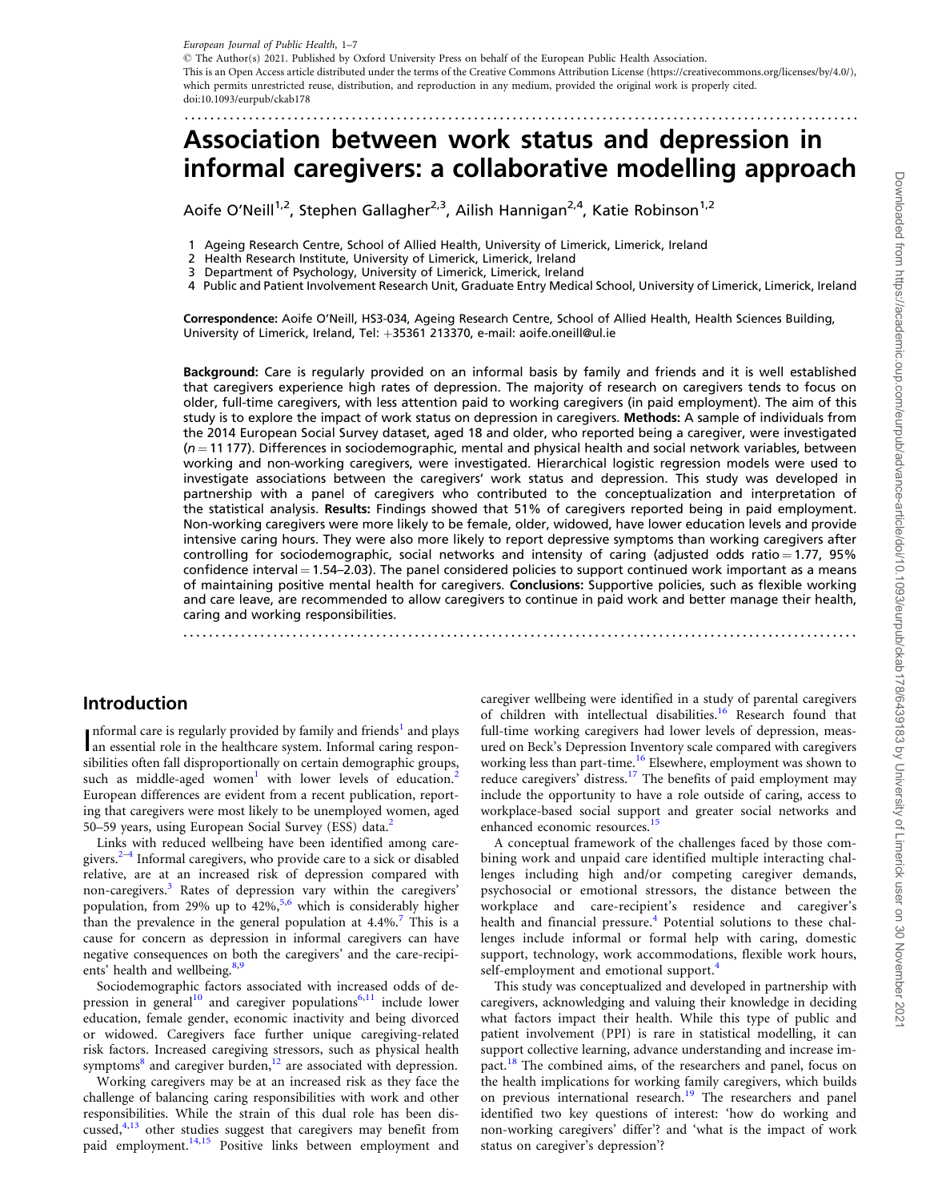European Journal of Public Health, 1–7

© The Author(s) 2021. Published by Oxford University Press on behalf of the European Public Health Association.

This is an Open Access article distributed under the terms of the Creative Commons Attribution License (https://creativecommons.org/licenses/by/4.0/), which permits unrestricted reuse, distribution, and reproduction in any medium, provided the original work is properly cited.

doi:10.1093/eurpub/ckab178

# Association between work status and depression in informal caregivers: a collaborative modelling approach

Aoife O'Neill[1,2], Stephen Gallagher[2,3], Ailish Hannigan[2,4], Katie Robinson[1,2]

1 Ageing Research Centre, School of Allied Health, University of Limerick, Limerick, Ireland
2 Health Research Institute, University of Limerick, Limerick, Ireland
3 Department of Psychology, University of Limerick, Limerick, Ireland
4 Public and Patient Involvement Research Unit, Graduate Entry Medical School, University of Limerick, Limerick, Ireland

**Correspondence:** Aoife O'Neill, HS3-034, Ageing Research Centre, School of Allied Health, Health Sciences Building, University of Limerick, Ireland, Tel: +35361 213370, e-mail: aoife.oneill@ul.ie

**Background:** Care is regularly provided on an informal basis by family and friends and it is well established that caregivers experience high rates of depression. The majority of research on caregivers tends to focus on older, full-time caregivers, with less attention paid to working caregivers (in paid employment). The aim of this study is to explore the impact of work status on depression in caregivers. **Methods:** A sample of individuals from the 2014 European Social Survey dataset, aged 18 and older, who reported being a caregiver, were investigated ($n = 11\,177$). Differences in sociodemographic, mental and physical health and social network variables, between working and non-working caregivers, were investigated. Hierarchical logistic regression models were used to investigate associations between the caregivers' work status and depression. This study was developed in partnership with a panel of caregivers who contributed to the conceptualization and interpretation of the statistical analysis. **Results:** Findings showed that 51% of caregivers reported being in paid employment. Non-working caregivers were more likely to be female, older, widowed, have lower education levels and provide intensive caring hours. They were also more likely to report depressive symptoms than working caregivers after controlling for sociodemographic, social networks and intensity of caring (adjusted odds ratio = 1.77, 95% confidence interval = 1.54–2.03). The panel considered policies to support continued work important as a means of maintaining positive mental health for caregivers. **Conclusions:** Supportive policies, such as flexible working and care leave, are recommended to allow caregivers to continue in paid work and better manage their health, caring and working responsibilities.

## Introduction

Informal care is regularly provided by family and friends[1] and plays an essential role in the healthcare system. Informal caring responsibilities often fall disproportionally on certain demographic groups, such as middle-aged women[1] with lower levels of education.[2] European differences are evident from a recent publication, reporting that caregivers were most likely to be unemployed women, aged 50–59 years, using European Social Survey (ESS) data.[2]

Links with reduced wellbeing have been identified among caregivers.[2–4] Informal caregivers, who provide care to a sick or disabled relative, are at an increased risk of depression compared with non-caregivers.[3] Rates of depression vary within the caregivers' population, from 29% up to 42%,[5,6] which is considerably higher than the prevalence in the general population at 4.4%.[7] This is a cause for concern as depression in informal caregivers can have negative consequences on both the caregivers' and the care-recipients' health and wellbeing.[8,9]

Sociodemographic factors associated with increased odds of depression in general[10] and caregiver populations[6,11] include lower education, female gender, economic inactivity and being divorced or widowed. Caregivers face further unique caregiving-related risk factors. Increased caregiving stressors, such as physical health symptoms[8] and caregiver burden,[12] are associated with depression.

Working caregivers may be at an increased risk as they face the challenge of balancing caring responsibilities with work and other responsibilities. While the strain of this dual role has been discussed,[4,13] other studies suggest that caregivers may benefit from paid employment.[14,15] Positive links between employment and caregiver wellbeing were identified in a study of parental caregivers of children with intellectual disabilities.[16] Research found that full-time working caregivers had lower levels of depression, measured on Beck's Depression Inventory scale compared with caregivers working less than part-time.[16] Elsewhere, employment was shown to reduce caregivers' distress.[17] The benefits of paid employment may include the opportunity to have a role outside of caring, access to workplace-based social support and greater social networks and enhanced economic resources.[15]

A conceptual framework of the challenges faced by those combining work and unpaid care identified multiple interacting challenges including high and/or competing caregiver demands, psychosocial or emotional stressors, the distance between the workplace and care-recipient's residence and caregiver's health and financial pressure.[4] Potential solutions to these challenges include informal or formal help with caring, domestic support, technology, work accommodations, flexible work hours, self-employment and emotional support.[4]

This study was conceptualized and developed in partnership with caregivers, acknowledging and valuing their knowledge in deciding what factors impact their health. While this type of public and patient involvement (PPI) is rare in statistical modelling, it can support collective learning, advance understanding and increase impact.[18] The combined aims, of the researchers and panel, focus on the health implications for working family caregivers, which builds on previous international research.[19] The researchers and panel identified two key questions of interest: 'how do working and non-working caregivers' differ'? and 'what is the impact of work status on caregiver's depression'?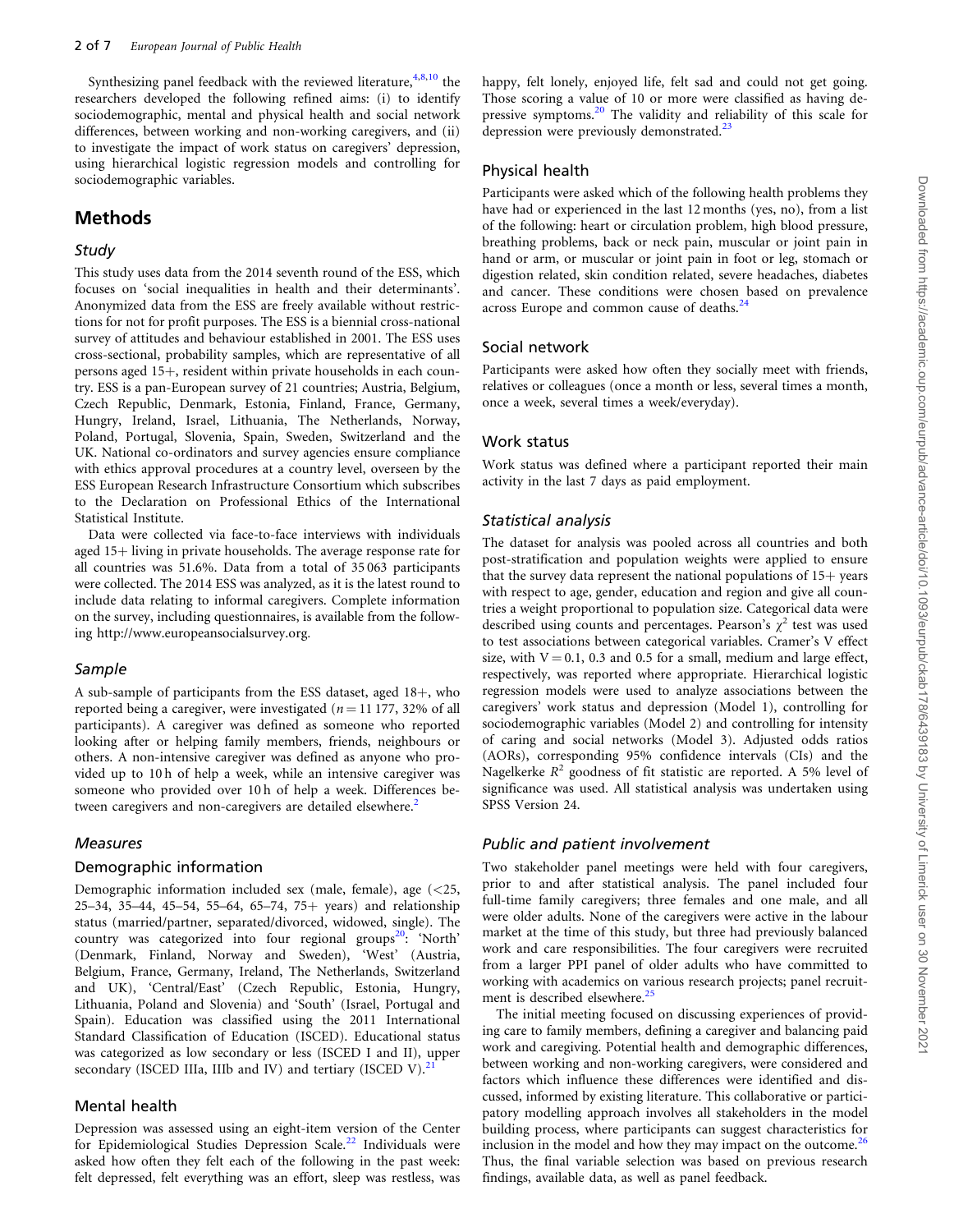Synthesizing panel feedback with the reviewed literature,[4,8,10] the researchers developed the following refined aims: (i) to identify sociodemographic, mental and physical health and social network differences, between working and non-working caregivers, and (ii) to investigate the impact of work status on caregivers' depression, using hierarchical logistic regression models and controlling for sociodemographic variables.

# Methods

## Study

This study uses data from the 2014 seventh round of the ESS, which focuses on 'social inequalities in health and their determinants'. Anonymized data from the ESS are freely available without restrictions for not for profit purposes. The ESS is a biennial cross-national survey of attitudes and behaviour established in 2001. The ESS uses cross-sectional, probability samples, which are representative of all persons aged 15+, resident within private households in each country. ESS is a pan-European survey of 21 countries; Austria, Belgium, Czech Republic, Denmark, Estonia, Finland, France, Germany, Hungry, Ireland, Israel, Lithuania, The Netherlands, Norway, Poland, Portugal, Slovenia, Spain, Sweden, Switzerland and the UK. National co-ordinators and survey agencies ensure compliance with ethics approval procedures at a country level, overseen by the ESS European Research Infrastructure Consortium which subscribes to the Declaration on Professional Ethics of the International Statistical Institute.

Data were collected via face-to-face interviews with individuals aged 15+ living in private households. The average response rate for all countries was 51.6%. Data from a total of 35 063 participants were collected. The 2014 ESS was analyzed, as it is the latest round to include data relating to informal caregivers. Complete information on the survey, including questionnaires, is available from the following http://www.europeansocialsurvey.org.

## Sample

A sub-sample of participants from the ESS dataset, aged 18+, who reported being a caregiver, were investigated ($n = 11\,177$, 32% of all participants). A caregiver was defined as someone who reported looking after or helping family members, friends, neighbours or others. A non-intensive caregiver was defined as anyone who provided up to 10 h of help a week, while an intensive caregiver was someone who provided over 10 h of help a week. Differences between caregivers and non-caregivers are detailed elsewhere.[2]

## Measures

### Demographic information

Demographic information included sex (male, female), age (<25, 25–34, 35–44, 45–54, 55–64, 65–74, 75+ years) and relationship status (married/partner, separated/divorced, widowed, single). The country was categorized into four regional groups[20]: 'North' (Denmark, Finland, Norway and Sweden), 'West' (Austria, Belgium, France, Germany, Ireland, The Netherlands, Switzerland and UK), 'Central/East' (Czech Republic, Estonia, Hungry, Lithuania, Poland and Slovenia) and 'South' (Israel, Portugal and Spain). Education was classified using the 2011 International Standard Classification of Education (ISCED). Educational status was categorized as low secondary or less (ISCED I and II), upper secondary (ISCED IIIa, IIIb and IV) and tertiary (ISCED V).[21]

### Mental health

Depression was assessed using an eight-item version of the Center for Epidemiological Studies Depression Scale.[22] Individuals were asked how often they felt each of the following in the past week: felt depressed, felt everything was an effort, sleep was restless, was happy, felt lonely, enjoyed life, felt sad and could not get going. Those scoring a value of 10 or more were classified as having depressive symptoms.[20] The validity and reliability of this scale for depression were previously demonstrated.[23]

### Physical health

Participants were asked which of the following health problems they have had or experienced in the last 12 months (yes, no), from a list of the following: heart or circulation problem, high blood pressure, breathing problems, back or neck pain, muscular or joint pain in hand or arm, or muscular or joint pain in foot or leg, stomach or digestion related, skin condition related, severe headaches, diabetes and cancer. These conditions were chosen based on prevalence across Europe and common cause of deaths.[24]

### Social network

Participants were asked how often they socially meet with friends, relatives or colleagues (once a month or less, several times a month, once a week, several times a week/everyday).

### Work status

Work status was defined where a participant reported their main activity in the last 7 days as paid employment.

## Statistical analysis

The dataset for analysis was pooled across all countries and both post-stratification and population weights were applied to ensure that the survey data represent the national populations of 15+ years with respect to age, gender, education and region and give all countries a weight proportional to population size. Categorical data were described using counts and percentages. Pearson's $\chi^2$ test was used to test associations between categorical variables. Cramer's V effect size, with $V = 0.1$, 0.3 and 0.5 for a small, medium and large effect, respectively, was reported where appropriate. Hierarchical logistic regression models were used to analyze associations between the caregivers' work status and depression (Model 1), controlling for sociodemographic variables (Model 2) and controlling for intensity of caring and social networks (Model 3). Adjusted odds ratios (AORs), corresponding 95% confidence intervals (CIs) and the Nagelkerke $R^2$ goodness of fit statistic are reported. A 5% level of significance was used. All statistical analysis was undertaken using SPSS Version 24.

## Public and patient involvement

Two stakeholder panel meetings were held with four caregivers, prior to and after statistical analysis. The panel included four full-time family caregivers; three females and one male, and all were older adults. None of the caregivers were active in the labour market at the time of this study, but three had previously balanced work and care responsibilities. The four caregivers were recruited from a larger PPI panel of older adults who have committed to working with academics on various research projects; panel recruitment is described elsewhere.[25]

The initial meeting focused on discussing experiences of providing care to family members, defining a caregiver and balancing paid work and caregiving. Potential health and demographic differences, between working and non-working caregivers, were considered and factors which influence these differences were identified and discussed, informed by existing literature. This collaborative or participatory modelling approach involves all stakeholders in the model building process, where participants can suggest characteristics for inclusion in the model and how they may impact on the outcome.[26] Thus, the final variable selection was based on previous research findings, available data, as well as panel feedback.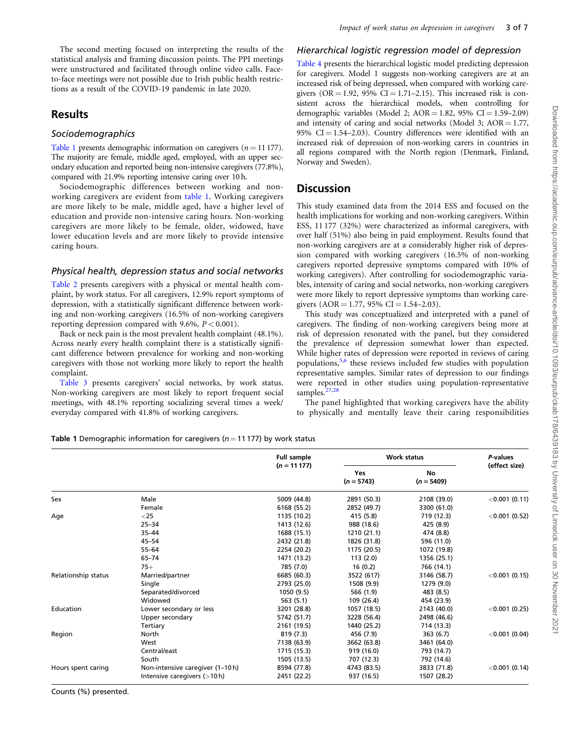The second meeting focused on interpreting the results of the statistical analysis and framing discussion points. The PPI meetings were unstructured and facilitated through online video calls. Face-to-face meetings were not possible due to Irish public health restrictions as a result of the COVID-19 pandemic in late 2020.

## Results

### Sociodemographics

Table 1 presents demographic information on caregivers ($n = 11\,177$). The majority are female, middle aged, employed, with an upper secondary education and reported being non-intensive caregivers (77.8%), compared with 21.9% reporting intensive caring over 10 h.

Sociodemographic differences between working and non-working caregivers are evident from table 1. Working caregivers are more likely to be male, middle aged, have a higher level of education and provide non-intensive caring hours. Non-working caregivers are more likely to be female, older, widowed, have lower education levels and are more likely to provide intensive caring hours.

### Physical health, depression status and social networks

Table 2 presents caregivers with a physical or mental health complaint, by work status. For all caregivers, 12.9% report symptoms of depression, with a statistically significant difference between working and non-working caregivers (16.5% of non-working caregivers reporting depression compared with 9.6%, $P < 0.001$).

Back or neck pain is the most prevalent health complaint (48.1%). Across nearly every health complaint there is a statistically significant difference between prevalence for working and non-working caregivers with those not working more likely to report the health complaint.

Table 3 presents caregivers' social networks, by work status. Non-working caregivers are most likely to report frequent social meetings, with 48.1% reporting socializing several times a week/everyday compared with 41.8% of working caregivers.

### Hierarchical logistic regression model of depression

Table 4 presents the hierarchical logistic model predicting depression for caregivers. Model 1 suggests non-working caregivers are at an increased risk of being depressed, when compared with working caregivers (OR = 1.92, 95% CI = 1.71–2.15). This increased risk is consistent across the hierarchical models, when controlling for demographic variables (Model 2; AOR = 1.82, 95% CI = 1.59–2.09) and intensity of caring and social networks (Model 3; AOR = 1.77, 95% CI = 1.54–2.03). Country differences were identified with an increased risk of depression of non-working carers in countries in all regions compared with the North region (Denmark, Finland, Norway and Sweden).

## Discussion

This study examined data from the 2014 ESS and focused on the health implications for working and non-working caregivers. Within ESS, 11 177 (32%) were characterized as informal caregivers, with over half (51%) also being in paid employment. Results found that non-working caregivers are at a considerably higher risk of depression compared with working caregivers (16.5% of non-working caregivers reported depressive symptoms compared with 10% of working caregivers). After controlling for sociodemographic variables, intensity of caring and social networks, non-working caregivers were more likely to report depressive symptoms than working caregivers (AOR = 1.77, 95% CI = 1.54–2.03).

This study was conceptualized and interpreted with a panel of caregivers. The finding of non-working caregivers being more at risk of depression resonated with the panel, but they considered the prevalence of depression somewhat lower than expected. While higher rates of depression were reported in reviews of caring populations,[5,6] these reviews included few studies with population representative samples. Similar rates of depression to our findings were reported in other studies using population-representative samples.[27,28]

The panel highlighted that working caregivers have the ability to physically and mentally leave their caring responsibilities

**Table 1** Demographic information for caregivers ($n = 11\,177$) by work status

| | | Full sample ($n = 11\,177$) | Work status | | P-values (effect size) |
|---|---|---|---|---|---|
| | | | Yes ($n = 5743$) | No ($n = 5409$) | |
| Sex | Male | 5009 (44.8) | 2891 (50.3) | 2108 (39.0) | <0.001 (0.11) |
| | Female | 6168 (55.2) | 2852 (49.7) | 3300 (61.0) | |
| Age | <25 | 1135 (10.2) | 415 (5.8) | 719 (12.3) | <0.001 (0.52) |
| | 25–34 | 1413 (12.6) | 988 (18.6) | 425 (8.9) | |
| | 35–44 | 1688 (15.1) | 1210 (21.1) | 474 (8.8) | |
| | 45–54 | 2432 (21.8) | 1826 (31.8) | 596 (11.0) | |
| | 55–64 | 2254 (20.2) | 1175 (20.5) | 1072 (19.8) | |
| | 65–74 | 1471 (13.2) | 113 (2.0) | 1356 (25.1) | |
| | 75+ | 785 (7.0) | 16 (0.2) | 766 (14.1) | |
| Relationship status | Married/partner | 6685 (60.3) | 3522 (617) | 3146 (58.7) | <0.001 (0.15) |
| | Single | 2793 (25.0) | 1508 (9.9) | 1279 (9.0) | |
| | Separated/divorced | 1050 (9.5) | 566 (1.9) | 483 (8.5) | |
| | Widowed | 563 (5.1) | 109 (26.4) | 454 (23.9) | |
| Education | Lower secondary or less | 3201 (28.8) | 1057 (18.5) | 2143 (40.0) | <0.001 (0.25) |
| | Upper secondary | 5742 (51.7) | 3228 (56.4) | 2498 (46.6) | |
| | Tertiary | 2161 (19.5) | 1440 (25.2) | 714 (13.3) | |
| Region | North | 819 (7.3) | 456 (7.9) | 363 (6.7) | <0.001 (0.04) |
| | West | 7138 (63.9) | 3662 (63.8) | 3461 (64.0) | |
| | Central/east | 1715 (15.3) | 919 (16.0) | 793 (14.7) | |
| | South | 1505 (13.5) | 707 (12.3) | 792 (14.6) | |
| Hours spent caring | Non-intensive caregiver (1–10 h) | 8594 (77.8) | 4743 (83.5) | 3833 (71.8) | <0.001 (0.14) |
| | Intensive caregivers (>10 h) | 2451 (22.2) | 937 (16.5) | 1507 (28.2) | |

Counts (%) presented.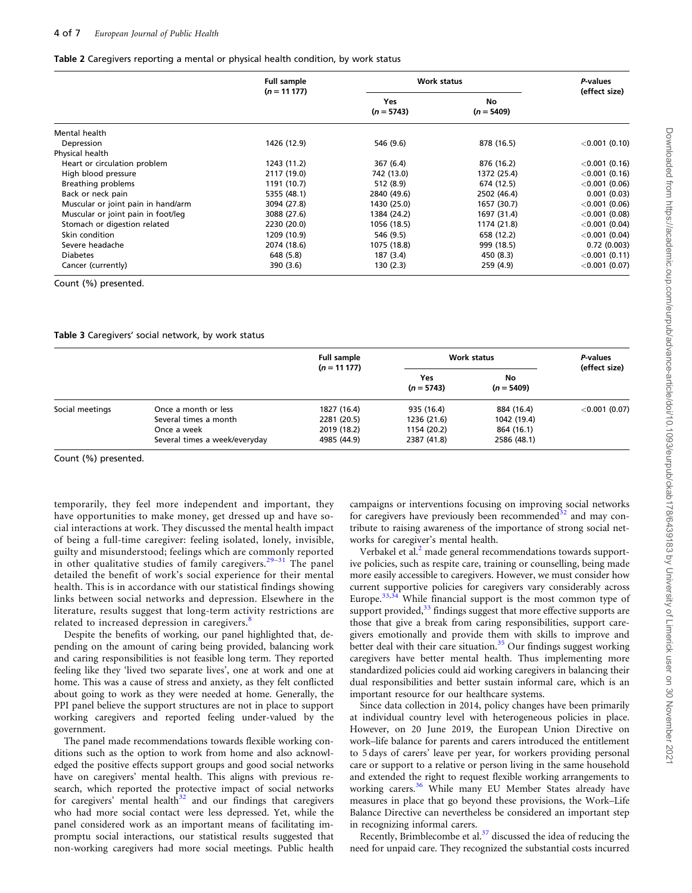**Table 2** Caregivers reporting a mental or physical health condition, by work status

| | Full sample ($n = 11\,177$) | Work status | | P-values (effect size) |
|---|---|---|---|---|
| | | Yes ($n = 5743$) | No ($n = 5409$) | |
| Mental health | | | | |
| Depression | 1426 (12.9) | 546 (9.6) | 878 (16.5) | <0.001 (0.10) |
| Physical health | | | | |
| Heart or circulation problem | 1243 (11.2) | 367 (6.4) | 876 (16.2) | <0.001 (0.16) |
| High blood pressure | 2117 (19.0) | 742 (13.0) | 1372 (25.4) | <0.001 (0.16) |
| Breathing problems | 1191 (10.7) | 512 (8.9) | 674 (12.5) | <0.001 (0.06) |
| Back or neck pain | 5355 (48.1) | 2840 (49.6) | 2502 (46.4) | 0.001 (0.03) |
| Muscular or joint pain in hand/arm | 3094 (27.8) | 1430 (25.0) | 1657 (30.7) | <0.001 (0.06) |
| Muscular or joint pain in foot/leg | 3088 (27.6) | 1384 (24.2) | 1697 (31.4) | <0.001 (0.08) |
| Stomach or digestion related | 2230 (20.0) | 1056 (18.5) | 1174 (21.8) | <0.001 (0.04) |
| Skin condition | 1209 (10.9) | 546 (9.5) | 658 (12.2) | <0.001 (0.04) |
| Severe headache | 2074 (18.6) | 1075 (18.8) | 999 (18.5) | 0.72 (0.003) |
| Diabetes | 648 (5.8) | 187 (3.4) | 450 (8.3) | <0.001 (0.11) |
| Cancer (currently) | 390 (3.6) | 130 (2.3) | 259 (4.9) | <0.001 (0.07) |

Count (%) presented.

**Table 3** Caregivers' social network, by work status

| | | Full sample ($n = 11\,177$) | Work status | | P-values (effect size) |
|---|---|---|---|---|---|
| | | | Yes ($n = 5743$) | No ($n = 5409$) | |
| Social meetings | Once a month or less | 1827 (16.4) | 935 (16.4) | 884 (16.4) | <0.001 (0.07) |
| | Several times a month | 2281 (20.5) | 1236 (21.6) | 1042 (19.4) | |
| | Once a week | 2019 (18.2) | 1154 (20.2) | 864 (16.1) | |
| | Several times a week/everyday | 4985 (44.9) | 2387 (41.8) | 2586 (48.1) | |

Count (%) presented.

temporarily, they feel more independent and important, they have opportunities to make money, get dressed up and have social interactions at work. They discussed the mental health impact of being a full-time caregiver: feeling isolated, lonely, invisible, guilty and misunderstood; feelings which are commonly reported in other qualitative studies of family caregivers.[29–31] The panel detailed the benefit of work's social experience for their mental health. This is in accordance with our statistical findings showing links between social networks and depression. Elsewhere in the literature, results suggest that long-term activity restrictions are related to increased depression in caregivers.[8]

Despite the benefits of working, our panel highlighted that, depending on the amount of caring being provided, balancing work and caring responsibilities is not feasible long term. They reported feeling like they 'lived two separate lives', one at work and one at home. This was a cause of stress and anxiety, as they felt conflicted about going to work as they were needed at home. Generally, the PPI panel believe the support structures are not in place to support working caregivers and reported feeling under-valued by the government.

The panel made recommendations towards flexible working conditions such as the option to work from home and also acknowledged the positive effects support groups and good social networks have on caregivers' mental health. This aligns with previous research, which reported the protective impact of social networks for caregivers' mental health[32] and our findings that caregivers who had more social contact were less depressed. Yet, while the panel considered work as an important means of facilitating impromptu social interactions, our statistical results suggested that non-working caregivers had more social meetings. Public health campaigns or interventions focusing on improving social networks for caregivers have previously been recommended[32] and may contribute to raising awareness of the importance of strong social networks for caregiver's mental health.

Verbakel et al.[2] made general recommendations towards supportive policies, such as respite care, training or counselling, being made more easily accessible to caregivers. However, we must consider how current supportive policies for caregivers vary considerably across Europe.[33,34] While financial support is the most common type of support provided,[33] findings suggest that more effective supports are those that give a break from caring responsibilities, support caregivers emotionally and provide them with skills to improve and better deal with their care situation.[35] Our findings suggest working caregivers have better mental health. Thus implementing more standardized policies could aid working caregivers in balancing their dual responsibilities and better sustain informal care, which is an important resource for our healthcare systems.

Since data collection in 2014, policy changes have been primarily at individual country level with heterogeneous policies in place. However, on 20 June 2019, the European Union Directive on work–life balance for parents and carers introduced the entitlement to 5 days of carers' leave per year, for workers providing personal care or support to a relative or person living in the same household and extended the right to request flexible working arrangements to working carers.[36] While many EU Member States already have measures in place that go beyond these provisions, the Work–Life Balance Directive can nevertheless be considered an important step in recognizing informal carers.

Recently, Brimblecombe et al.[37] discussed the idea of reducing the need for unpaid care. They recognized the substantial costs incurred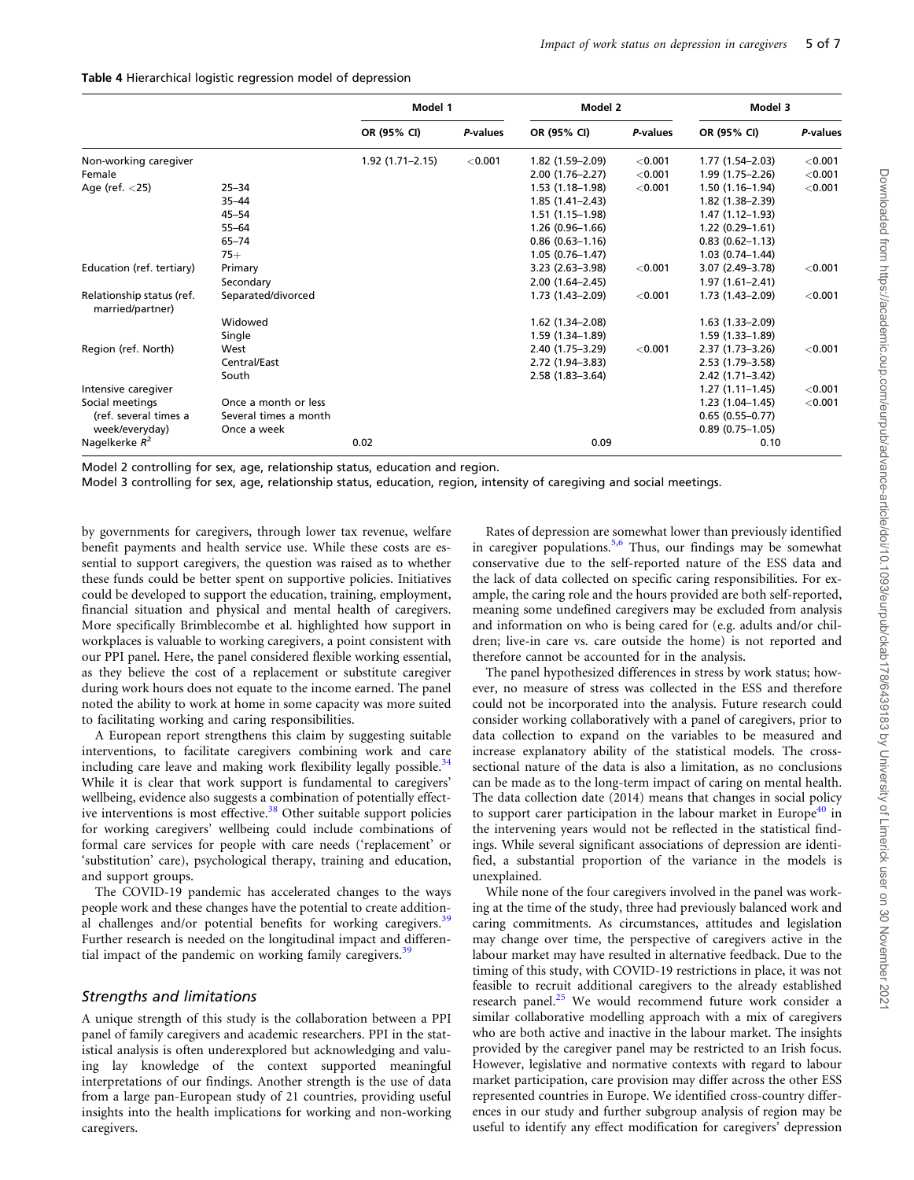**Table 4** Hierarchical logistic regression model of depression

| | | Model 1 | | Model 2 | | Model 3 | |
|---|---|---|---|---|---|---|---|
| | | OR (95% CI) | *P*-values | OR (95% CI) | *P*-values | OR (95% CI) | *P*-values |
| Non-working caregiver | | 1.92 (1.71–2.15) | <0.001 | 1.82 (1.59–2.09) | <0.001 | 1.77 (1.54–2.03) | <0.001 |
| Female | | | | 2.00 (1.76–2.27) | <0.001 | 1.99 (1.75–2.26) | <0.001 |
| Age (ref. <25) | 25–34 | | | 1.53 (1.18–1.98) | <0.001 | 1.50 (1.16–1.94) | <0.001 |
| | 35–44 | | | 1.85 (1.41–2.43) | | 1.82 (1.38–2.39) | |
| | 45–54 | | | 1.51 (1.15–1.98) | | 1.47 (1.12–1.93) | |
| | 55–64 | | | 1.26 (0.96–1.66) | | 1.22 (0.29–1.61) | |
| | 65–74 | | | 0.86 (0.63–1.16) | | 0.83 (0.62–1.13) | |
| | 75+ | | | 1.05 (0.76–1.47) | | 1.03 (0.74–1.44) | |
| Education (ref. tertiary) | Primary | | | 3.23 (2.63–3.98) | <0.001 | 3.07 (2.49–3.78) | <0.001 |
| | Secondary | | | 2.00 (1.64–2.45) | | 1.97 (1.61–2.41) | |
| Relationship status (ref. married/partner) | Separated/divorced | | | 1.73 (1.43–2.09) | <0.001 | 1.73 (1.43–2.09) | <0.001 |
| | Widowed | | | 1.62 (1.34–2.08) | | 1.63 (1.33–2.09) | |
| | Single | | | 1.59 (1.34–1.89) | | 1.59 (1.33–1.89) | |
| Region (ref. North) | West | | | 2.40 (1.75–3.29) | <0.001 | 2.37 (1.73–3.26) | <0.001 |
| | Central/East | | | 2.72 (1.94–3.83) | | 2.53 (1.79–3.58) | |
| | South | | | 2.58 (1.83–3.64) | | 2.42 (1.71–3.42) | |
| Intensive caregiver | | | | | | 1.27 (1.11–1.45) | <0.001 |
| Social meetings (ref. several times a week/everyday) | Once a month or less | | | | | 1.23 (1.04–1.45) | <0.001 |
| | Several times a month | | | | | 0.65 (0.55–0.77) | |
| | Once a week | | | | | 0.89 (0.75–1.05) | |
| Nagelkerke $R^2$ | | 0.02 | | 0.09 | | 0.10 | |

Model 2 controlling for sex, age, relationship status, education and region.
Model 3 controlling for sex, age, relationship status, education, region, intensity of caregiving and social meetings.

by governments for caregivers, through lower tax revenue, welfare benefit payments and health service use. While these costs are essential to support caregivers, the question was raised as to whether these funds could be better spent on supportive policies. Initiatives could be developed to support the education, training, employment, financial situation and physical and mental health of caregivers. More specifically Brimblecombe et al. highlighted how support in workplaces is valuable to working caregivers, a point consistent with our PPI panel. Here, the panel considered flexible working essential, as they believe the cost of a replacement or substitute caregiver during work hours does not equate to the income earned. The panel noted the ability to work at home in some capacity was more suited to facilitating working and caring responsibilities.

A European report strengthens this claim by suggesting suitable interventions, to facilitate caregivers combining work and care including care leave and making work flexibility legally possible.[34] While it is clear that work support is fundamental to caregivers' wellbeing, evidence also suggests a combination of potentially effective interventions is most effective.[38] Other suitable support policies for working caregivers' wellbeing could include combinations of formal care services for people with care needs ('replacement' or 'substitution' care), psychological therapy, training and education, and support groups.

The COVID-19 pandemic has accelerated changes to the ways people work and these changes have the potential to create additional challenges and/or potential benefits for working caregivers.[39] Further research is needed on the longitudinal impact and differential impact of the pandemic on working family caregivers.[39]

## Strengths and limitations

A unique strength of this study is the collaboration between a PPI panel of family caregivers and academic researchers. PPI in the statistical analysis is often underexplored but acknowledging and valuing lay knowledge of the context supported meaningful interpretations of our findings. Another strength is the use of data from a large pan-European study of 21 countries, providing useful insights into the health implications for working and non-working caregivers.

Rates of depression are somewhat lower than previously identified in caregiver populations.[5,6] Thus, our findings may be somewhat conservative due to the self-reported nature of the ESS data and the lack of data collected on specific caring responsibilities. For example, the caring role and the hours provided are both self-reported, meaning some undefined caregivers may be excluded from analysis and information on who is being cared for (e.g. adults and/or children; live-in care vs. care outside the home) is not reported and therefore cannot be accounted for in the analysis.

The panel hypothesized differences in stress by work status; however, no measure of stress was collected in the ESS and therefore could not be incorporated into the analysis. Future research could consider working collaboratively with a panel of caregivers, prior to data collection to expand on the variables to be measured and increase explanatory ability of the statistical models. The cross-sectional nature of the data is also a limitation, as no conclusions can be made as to the long-term impact of caring on mental health. The data collection date (2014) means that changes in social policy to support carer participation in the labour market in Europe[40] in the intervening years would not be reflected in the statistical findings. While several significant associations of depression are identified, a substantial proportion of the variance in the models is unexplained.

While none of the four caregivers involved in the panel was working at the time of the study, three had previously balanced work and caring commitments. As circumstances, attitudes and legislation may change over time, the perspective of caregivers active in the labour market may have resulted in alternative feedback. Due to the timing of this study, with COVID-19 restrictions in place, it was not feasible to recruit additional caregivers to the already established research panel.[25] We would recommend future work consider a similar collaborative modelling approach with a mix of caregivers who are both active and inactive in the labour market. The insights provided by the caregiver panel may be restricted to an Irish focus. However, legislative and normative contexts with regard to labour market participation, care provision may differ across the other ESS represented countries in Europe. We identified cross-country differences in our study and further subgroup analysis of region may be useful to identify any effect modification for caregivers' depression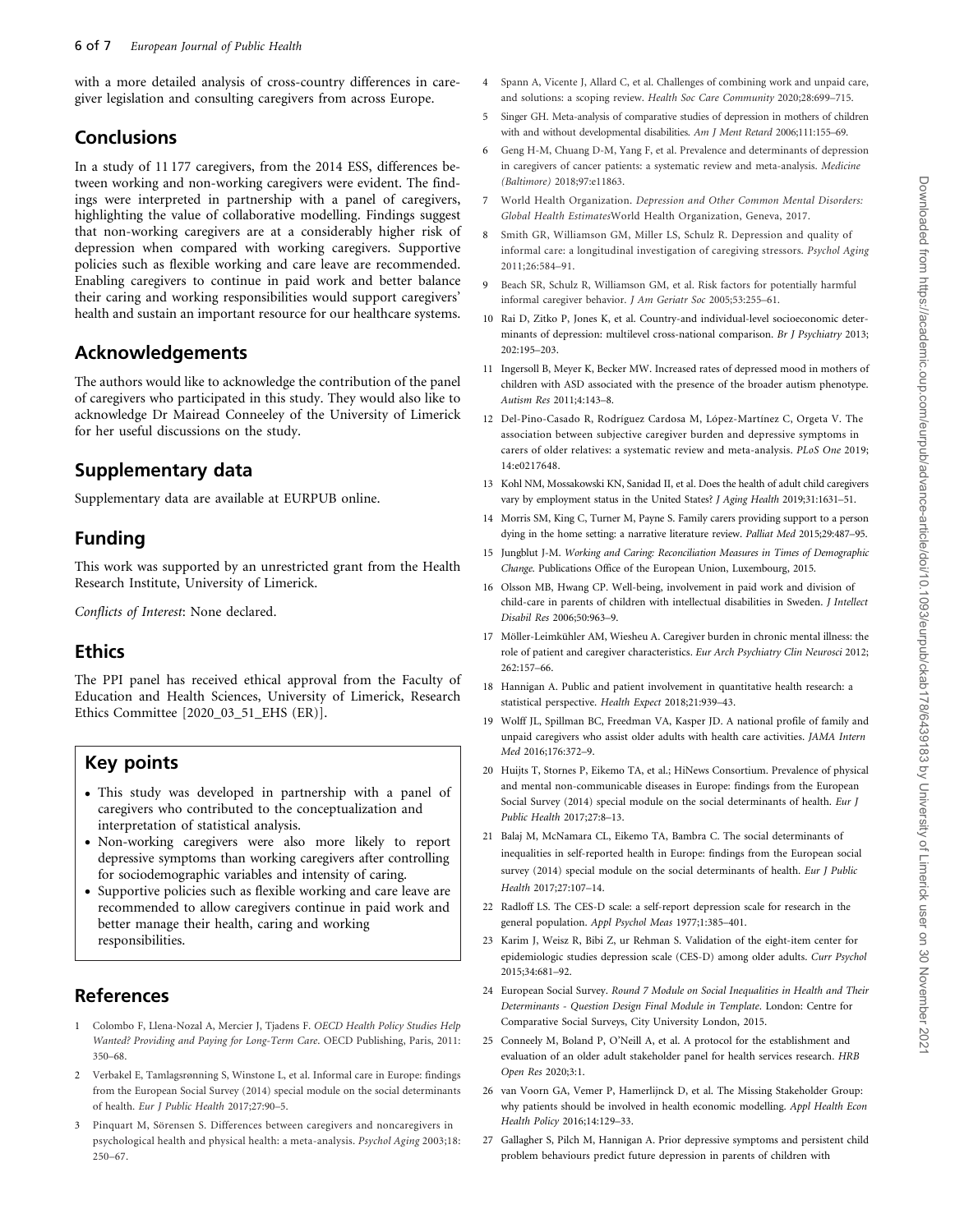with a more detailed analysis of cross-country differences in caregiver legislation and consulting caregivers from across Europe.

## Conclusions

In a study of 11 177 caregivers, from the 2014 ESS, differences between working and non-working caregivers were evident. The findings were interpreted in partnership with a panel of caregivers, highlighting the value of collaborative modelling. Findings suggest that non-working caregivers are at a considerably higher risk of depression when compared with working caregivers. Supportive policies such as flexible working and care leave are recommended. Enabling caregivers to continue in paid work and better balance their caring and working responsibilities would support caregivers' health and sustain an important resource for our healthcare systems.

## Acknowledgements

The authors would like to acknowledge the contribution of the panel of caregivers who participated in this study. They would also like to acknowledge Dr Mairead Conneeley of the University of Limerick for her useful discussions on the study.

## Supplementary data

Supplementary data are available at EURPUB online.

## Funding

This work was supported by an unrestricted grant from the Health Research Institute, University of Limerick.

*Conflicts of Interest*: None declared.

## Ethics

The PPI panel has received ethical approval from the Faculty of Education and Health Sciences, University of Limerick, Research Ethics Committee [2020_03_51_EHS (ER)].

## Key points

- This study was developed in partnership with a panel of caregivers who contributed to the conceptualization and interpretation of statistical analysis.
- Non-working caregivers were also more likely to report depressive symptoms than working caregivers after controlling for sociodemographic variables and intensity of caring.
- Supportive policies such as flexible working and care leave are recommended to allow caregivers continue in paid work and better manage their health, caring and working responsibilities.

## References

1. Colombo F, Llena-Nozal A, Mercier J, Tjadens F. *OECD Health Policy Studies Help Wanted? Providing and Paying for Long-Term Care*. OECD Publishing, Paris, 2011: 350–68.
2. Verbakel E, Tamlagsrønning S, Winstone L, et al. Informal care in Europe: findings from the European Social Survey (2014) special module on the social determinants of health. *Eur J Public Health* 2017;27:90–5.
3. Pinquart M, Sörensen S. Differences between caregivers and noncaregivers in psychological health and physical health: a meta-analysis. *Psychol Aging* 2003;18: 250–67.
4. Spann A, Vicente J, Allard C, et al. Challenges of combining work and unpaid care, and solutions: a scoping review. *Health Soc Care Community* 2020;28:699–715.
5. Singer GH. Meta-analysis of comparative studies of depression in mothers of children with and without developmental disabilities. *Am J Ment Retard* 2006;111:155–69.
6. Geng H-M, Chuang D-M, Yang F, et al. Prevalence and determinants of depression in caregivers of cancer patients: a systematic review and meta-analysis. *Medicine (Baltimore)* 2018;97:e11863.
7. World Health Organization. *Depression and Other Common Mental Disorders: Global Health Estimates*World Health Organization, Geneva, 2017.
8. Smith GR, Williamson GM, Miller LS, Schulz R. Depression and quality of informal care: a longitudinal investigation of caregiving stressors. *Psychol Aging* 2011;26:584–91.
9. Beach SR, Schulz R, Williamson GM, et al. Risk factors for potentially harmful informal caregiver behavior. *J Am Geriatr Soc* 2005;53:255–61.
10. Rai D, Zitko P, Jones K, et al. Country-and individual-level socioeconomic determinants of depression: multilevel cross-national comparison. *Br J Psychiatry* 2013; 202:195–203.
11. Ingersoll B, Meyer K, Becker MW. Increased rates of depressed mood in mothers of children with ASD associated with the presence of the broader autism phenotype. *Autism Res* 2011;4:143–8.
12. Del-Pino-Casado R, Rodríguez Cardosa M, López-Martínez C, Orgeta V. The association between subjective caregiver burden and depressive symptoms in carers of older relatives: a systematic review and meta-analysis. *PLoS One* 2019; 14:e0217648.
13. Kohl NM, Mossakowski KN, Sanidad II, et al. Does the health of adult child caregivers vary by employment status in the United States? *J Aging Health* 2019;31:1631–51.
14. Morris SM, King C, Turner M, Payne S. Family carers providing support to a person dying in the home setting: a narrative literature review. *Palliat Med* 2015;29:487–95.
15. Jungblut J-M. *Working and Caring: Reconciliation Measures in Times of Demographic Change*. Publications Office of the European Union, Luxembourg, 2015.
16. Olsson MB, Hwang CP. Well-being, involvement in paid work and division of child-care in parents of children with intellectual disabilities in Sweden. *J Intellect Disabil Res* 2006;50:963–9.
17. Möller-Leimkühler AM, Wiesheu A. Caregiver burden in chronic mental illness: the role of patient and caregiver characteristics. *Eur Arch Psychiatry Clin Neurosci* 2012; 262:157–66.
18. Hannigan A. Public and patient involvement in quantitative health research: a statistical perspective. *Health Expect* 2018;21:939–43.
19. Wolff JL, Spillman BC, Freedman VA, Kasper JD. A national profile of family and unpaid caregivers who assist older adults with health care activities. *JAMA Intern Med* 2016;176:372–9.
20. Huijts T, Stornes P, Eikemo TA, et al.; HiNews Consortium. Prevalence of physical and mental non-communicable diseases in Europe: findings from the European Social Survey (2014) special module on the social determinants of health. *Eur J Public Health* 2017;27:8–13.
21. Balaj M, McNamara CL, Eikemo TA, Bambra C. The social determinants of inequalities in self-reported health in Europe: findings from the European social survey (2014) special module on the social determinants of health. *Eur J Public Health* 2017;27:107–14.
22. Radloff LS. The CES-D scale: a self-report depression scale for research in the general population. *Appl Psychol Meas* 1977;1:385–401.
23. Karim J, Weisz R, Bibi Z, ur Rehman S. Validation of the eight-item center for epidemiologic studies depression scale (CES-D) among older adults. *Curr Psychol* 2015;34:681–92.
24. European Social Survey. *Round 7 Module on Social Inequalities in Health and Their Determinants - Question Design Final Module in Template*. London: Centre for Comparative Social Surveys, City University London, 2015.
25. Conneely M, Boland P, O'Neill A, et al. A protocol for the establishment and evaluation of an older adult stakeholder panel for health services research. *HRB Open Res* 2020;3:1.
26. van Voorn GA, Vemer P, Hamerlijnck D, et al. The Missing Stakeholder Group: why patients should be involved in health economic modelling. *Appl Health Econ Health Policy* 2016;14:129–33.
27. Gallagher S, Pilch M, Hannigan A. Prior depressive symptoms and persistent child problem behaviours predict future depression in parents of children with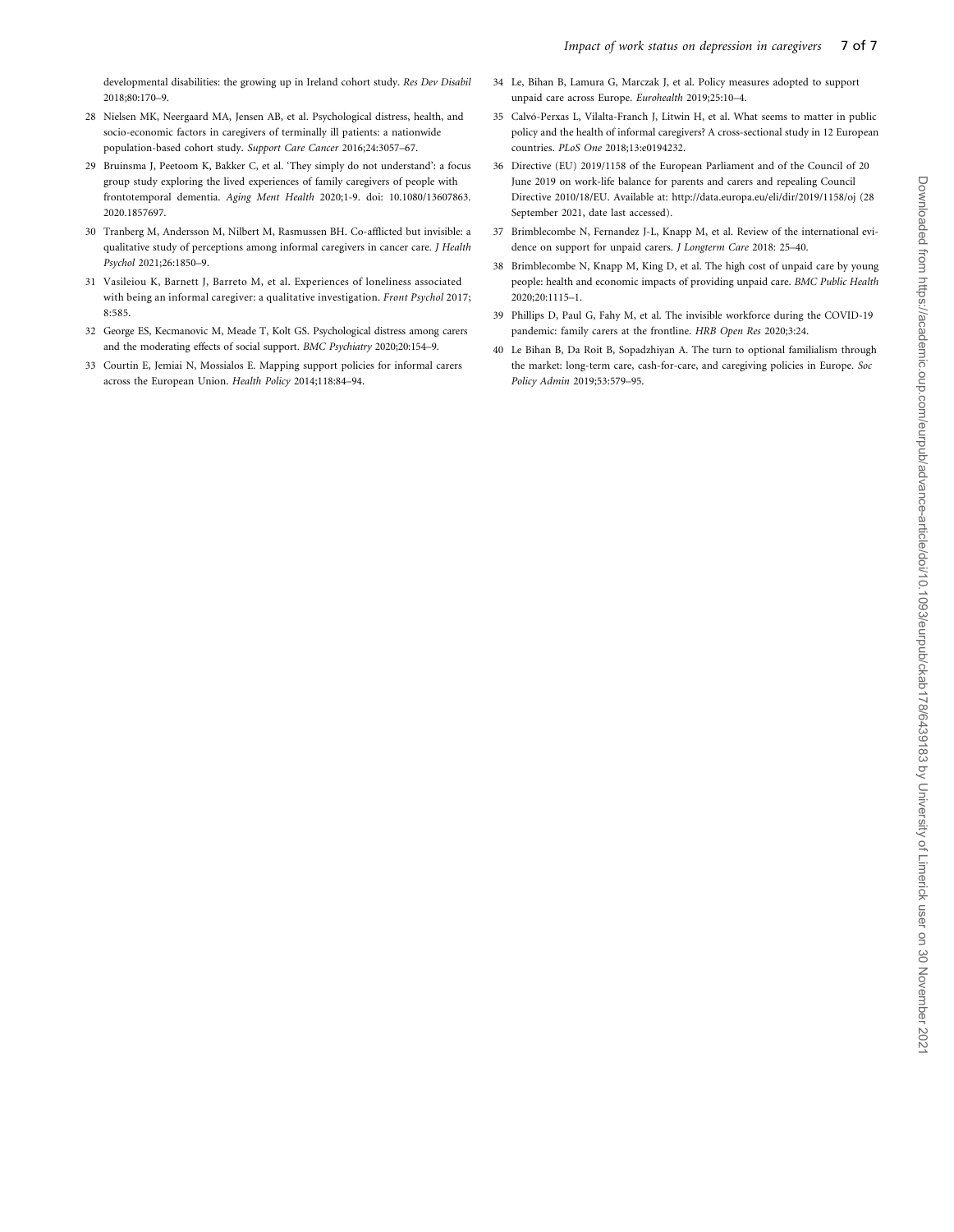developmental disabilities: the growing up in Ireland cohort study. *Res Dev Disabil* 2018;80:170–9.

28 Nielsen MK, Neergaard MA, Jensen AB, et al. Psychological distress, health, and socio-economic factors in caregivers of terminally ill patients: a nationwide population-based cohort study. *Support Care Cancer* 2016;24:3057–67.

29 Bruinsma J, Peetoom K, Bakker C, et al. 'They simply do not understand': a focus group study exploring the lived experiences of family caregivers of people with frontotemporal dementia. *Aging Ment Health* 2020;1-9. doi: 10.1080/13607863.2020.1857697.

30 Tranberg M, Andersson M, Nilbert M, Rasmussen BH. Co-afflicted but invisible: a qualitative study of perceptions among informal caregivers in cancer care. *J Health Psychol* 2021;26:1850–9.

31 Vasileiou K, Barnett J, Barreto M, et al. Experiences of loneliness associated with being an informal caregiver: a qualitative investigation. *Front Psychol* 2017; 8:585.

32 George ES, Kecmanovic M, Meade T, Kolt GS. Psychological distress among carers and the moderating effects of social support. *BMC Psychiatry* 2020;20:154–9.

33 Courtin E, Jemiai N, Mossialos E. Mapping support policies for informal carers across the European Union. *Health Policy* 2014;118:84–94.

34 Le, Bihan B, Lamura G, Marczak J, et al. Policy measures adopted to support unpaid care across Europe. *Eurohealth* 2019;25:10–4.

35 Calvó-Perxas L, Vilalta-Franch J, Litwin H, et al. What seems to matter in public policy and the health of informal caregivers? A cross-sectional study in 12 European countries. *PLoS One* 2018;13:e0194232.

36 Directive (EU) 2019/1158 of the European Parliament and of the Council of 20 June 2019 on work-life balance for parents and carers and repealing Council Directive 2010/18/EU. Available at: http://data.europa.eu/eli/dir/2019/1158/oj (28 September 2021, date last accessed).

37 Brimblecombe N, Fernandez J-L, Knapp M, et al. Review of the international evidence on support for unpaid carers. *J Longterm Care* 2018: 25–40.

38 Brimblecombe N, Knapp M, King D, et al. The high cost of unpaid care by young people: health and economic impacts of providing unpaid care. *BMC Public Health* 2020;20:1115–1.

39 Phillips D, Paul G, Fahy M, et al. The invisible workforce during the COVID-19 pandemic: family carers at the frontline. *HRB Open Res* 2020;3:24.

40 Le Bihan B, Da Roit B, Sopadzhiyan A. The turn to optional familialism through the market: long-term care, cash-for-care, and caregiving policies in Europe. *Soc Policy Admin* 2019;53:579–95.